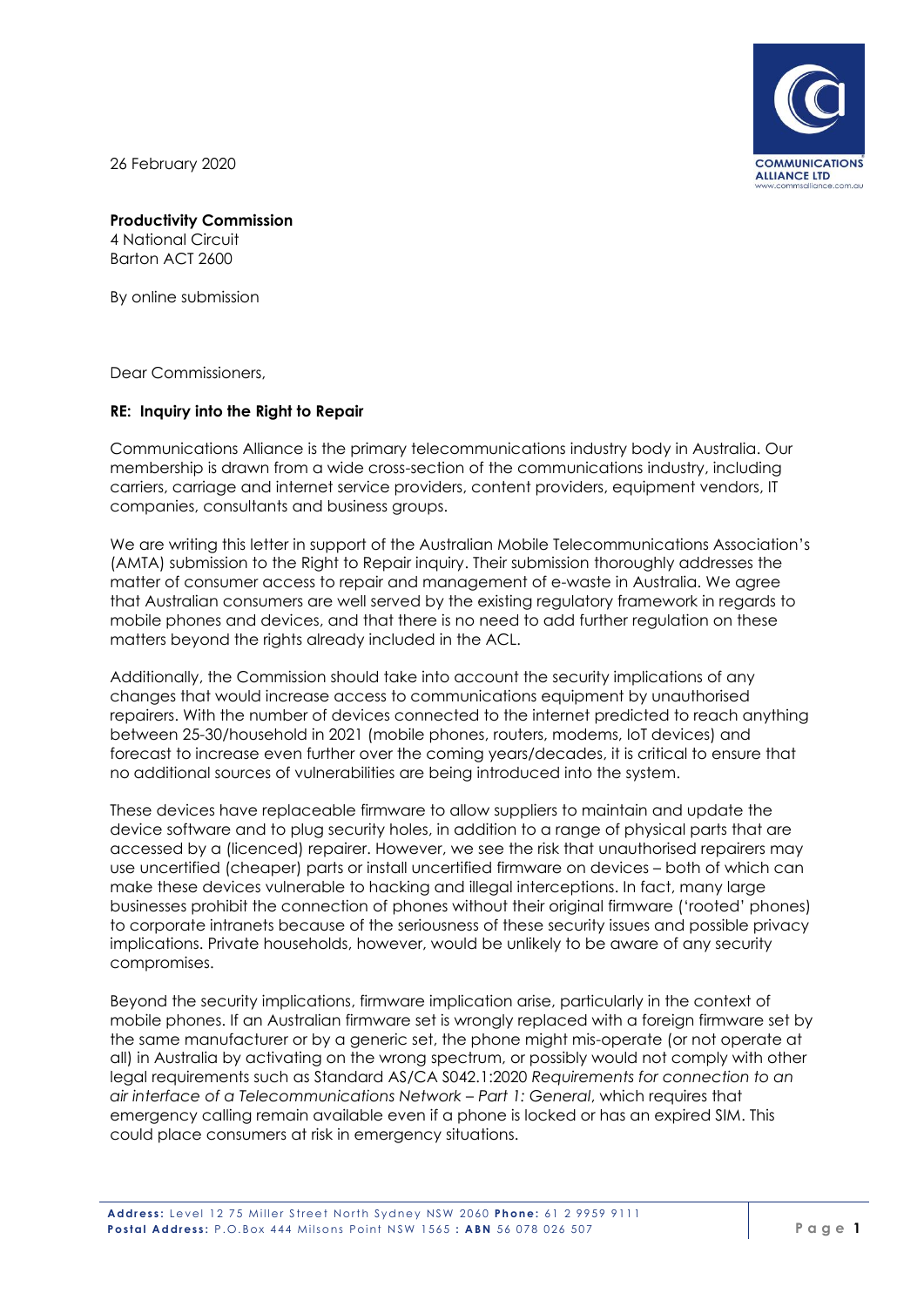26 February 2020

**Productivity Commission**
4 National Circuit
Barton ACT 2600

By online submission

Dear Commissioners,

**RE: Inquiry into the Right to Repair**

Communications Alliance is the primary telecommunications industry body in Australia. Our membership is drawn from a wide cross-section of the communications industry, including carriers, carriage and internet service providers, content providers, equipment vendors, IT companies, consultants and business groups.

We are writing this letter in support of the Australian Mobile Telecommunications Association's (AMTA) submission to the Right to Repair inquiry. Their submission thoroughly addresses the matter of consumer access to repair and management of e-waste in Australia. We agree that Australian consumers are well served by the existing regulatory framework in regards to mobile phones and devices, and that there is no need to add further regulation on these matters beyond the rights already included in the ACL.

Additionally, the Commission should take into account the security implications of any changes that would increase access to communications equipment by unauthorised repairers. With the number of devices connected to the internet predicted to reach anything between 25-30/household in 2021 (mobile phones, routers, modems, IoT devices) and forecast to increase even further over the coming years/decades, it is critical to ensure that no additional sources of vulnerabilities are being introduced into the system.

These devices have replaceable firmware to allow suppliers to maintain and update the device software and to plug security holes, in addition to a range of physical parts that are accessed by a (licenced) repairer. However, we see the risk that unauthorised repairers may use uncertified (cheaper) parts or install uncertified firmware on devices – both of which can make these devices vulnerable to hacking and illegal interceptions. In fact, many large businesses prohibit the connection of phones without their original firmware ('rooted' phones) to corporate intranets because of the seriousness of these security issues and possible privacy implications. Private households, however, would be unlikely to be aware of any security compromises.

Beyond the security implications, firmware implication arise, particularly in the context of mobile phones. If an Australian firmware set is wrongly replaced with a foreign firmware set by the same manufacturer or by a generic set, the phone might mis-operate (or not operate at all) in Australia by activating on the wrong spectrum, or possibly would not comply with other legal requirements such as Standard AS/CA S042.1:2020 *Requirements for connection to an air interface of a Telecommunications Network – Part 1: General*, which requires that emergency calling remain available even if a phone is locked or has an expired SIM. This could place consumers at risk in emergency situations.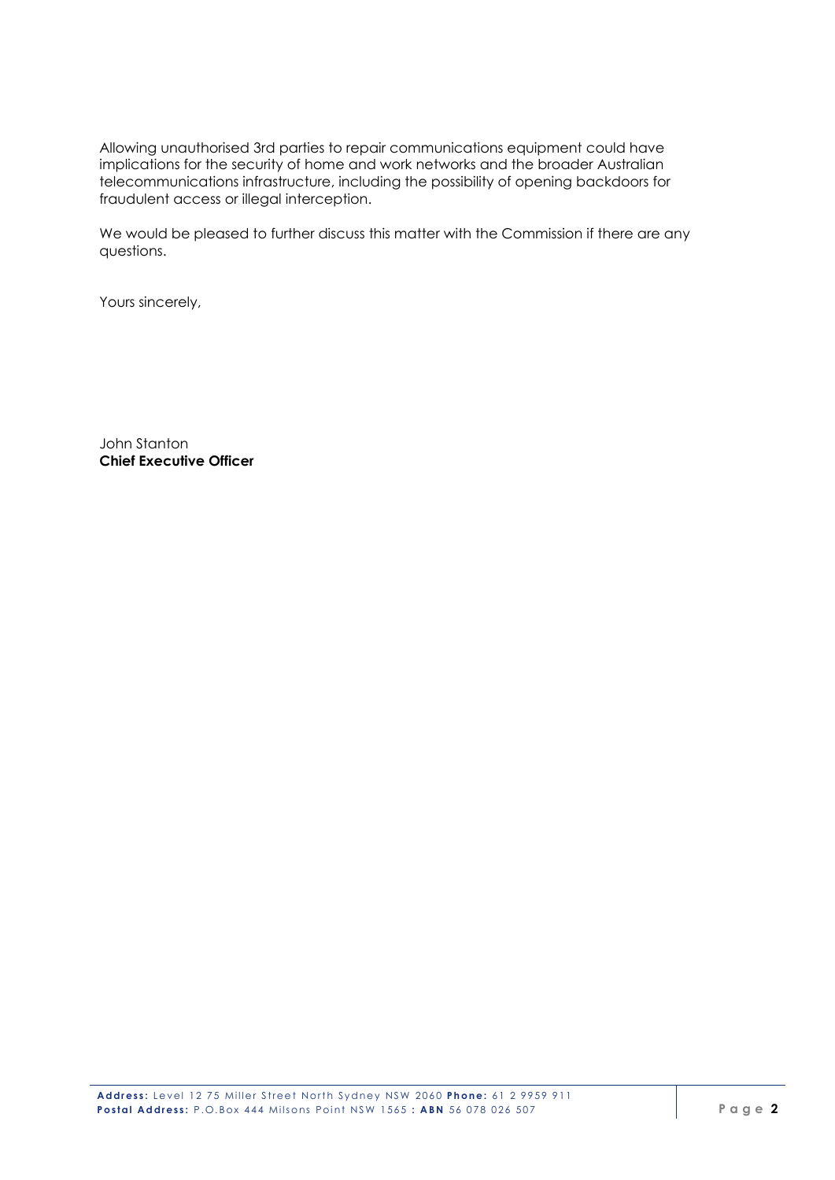Allowing unauthorised 3rd parties to repair communications equipment could have implications for the security of home and work networks and the broader Australian telecommunications infrastructure, including the possibility of opening backdoors for fraudulent access or illegal interception.

We would be pleased to further discuss this matter with the Commission if there are any questions.

Yours sincerely,

John Stanton
**Chief Executive Officer**